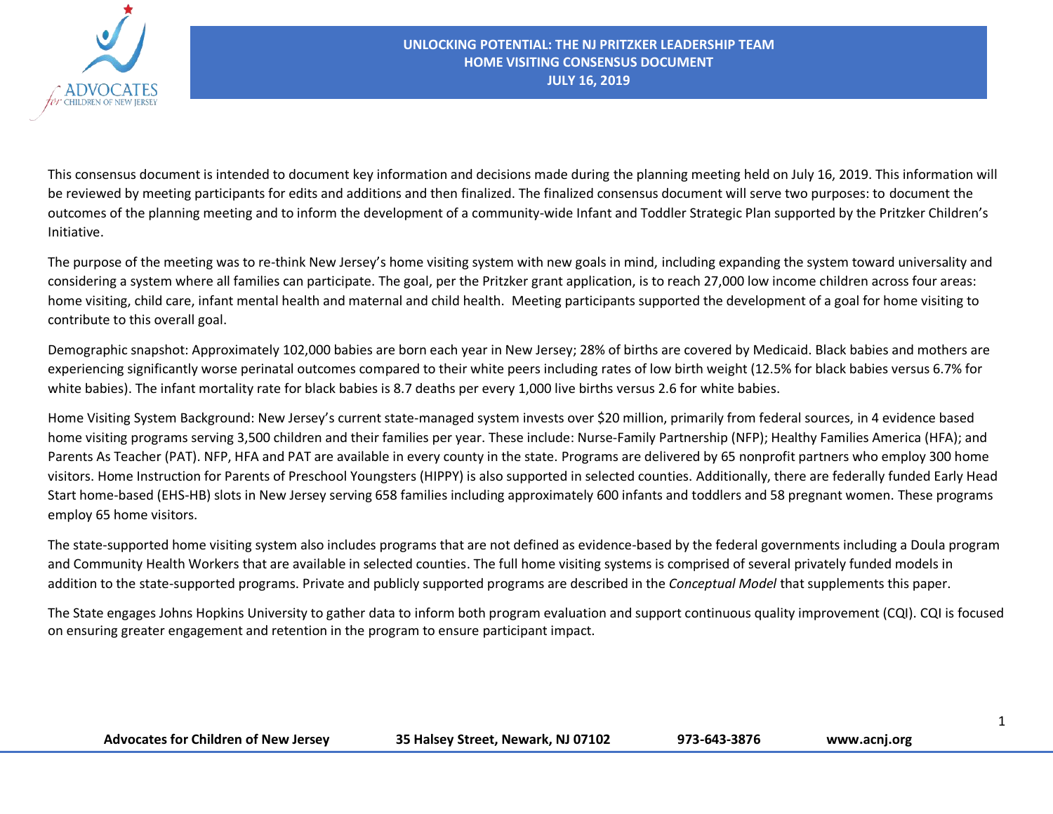# UNLOCKING POTENTIAL: THE NJ PRITZKER LEADERSHIP TEAM
## HOME VISITING CONSENSUS DOCUMENT
### JULY 16, 2019

This consensus document is intended to document key information and decisions made during the planning meeting held on July 16, 2019. This information will be reviewed by meeting participants for edits and additions and then finalized. The finalized consensus document will serve two purposes: to document the outcomes of the planning meeting and to inform the development of a community-wide Infant and Toddler Strategic Plan supported by the Pritzker Children's Initiative.

The purpose of the meeting was to re-think New Jersey's home visiting system with new goals in mind, including expanding the system toward universality and considering a system where all families can participate. The goal, per the Pritzker grant application, is to reach 27,000 low income children across four areas: home visiting, child care, infant mental health and maternal and child health. Meeting participants supported the development of a goal for home visiting to contribute to this overall goal.

Demographic snapshot: Approximately 102,000 babies are born each year in New Jersey; 28% of births are covered by Medicaid. Black babies and mothers are experiencing significantly worse perinatal outcomes compared to their white peers including rates of low birth weight (12.5% for black babies versus 6.7% for white babies). The infant mortality rate for black babies is 8.7 deaths per every 1,000 live births versus 2.6 for white babies.

Home Visiting System Background: New Jersey's current state-managed system invests over $20 million, primarily from federal sources, in 4 evidence based home visiting programs serving 3,500 children and their families per year. These include: Nurse-Family Partnership (NFP); Healthy Families America (HFA); and Parents As Teacher (PAT). NFP, HFA and PAT are available in every county in the state. Programs are delivered by 65 nonprofit partners who employ 300 home visitors. Home Instruction for Parents of Preschool Youngsters (HIPPY) is also supported in selected counties. Additionally, there are federally funded Early Head Start home-based (EHS-HB) slots in New Jersey serving 658 families including approximately 600 infants and toddlers and 58 pregnant women. These programs employ 65 home visitors.

The state-supported home visiting system also includes programs that are not defined as evidence-based by the federal governments including a Doula program and Community Health Workers that are available in selected counties. The full home visiting systems is comprised of several privately funded models in addition to the state-supported programs. Private and publicly supported programs are described in the *Conceptual Model* that supplements this paper.

The State engages Johns Hopkins University to gather data to inform both program evaluation and support continuous quality improvement (CQI). CQI is focused on ensuring greater engagement and retention in the program to ensure participant impact.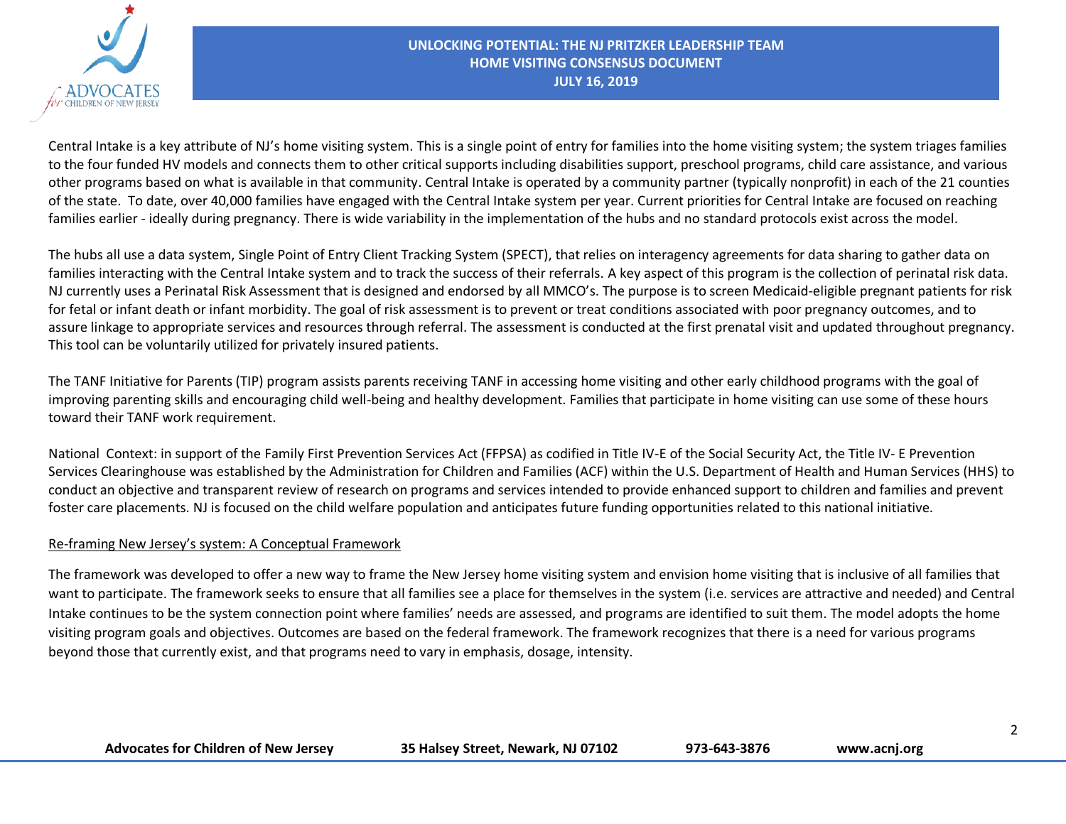Central Intake is a key attribute of NJ's home visiting system. This is a single point of entry for families into the home visiting system; the system triages families to the four funded HV models and connects them to other critical supports including disabilities support, preschool programs, child care assistance, and various other programs based on what is available in that community. Central Intake is operated by a community partner (typically nonprofit) in each of the 21 counties of the state. To date, over 40,000 families have engaged with the Central Intake system per year. Current priorities for Central Intake are focused on reaching families earlier - ideally during pregnancy. There is wide variability in the implementation of the hubs and no standard protocols exist across the model.

The hubs all use a data system, Single Point of Entry Client Tracking System (SPECT), that relies on interagency agreements for data sharing to gather data on families interacting with the Central Intake system and to track the success of their referrals. A key aspect of this program is the collection of perinatal risk data. NJ currently uses a Perinatal Risk Assessment that is designed and endorsed by all MMCO's. The purpose is to screen Medicaid-eligible pregnant patients for risk for fetal or infant death or infant morbidity. The goal of risk assessment is to prevent or treat conditions associated with poor pregnancy outcomes, and to assure linkage to appropriate services and resources through referral. The assessment is conducted at the first prenatal visit and updated throughout pregnancy. This tool can be voluntarily utilized for privately insured patients.

The TANF Initiative for Parents (TIP) program assists parents receiving TANF in accessing home visiting and other early childhood programs with the goal of improving parenting skills and encouraging child well-being and healthy development. Families that participate in home visiting can use some of these hours toward their TANF work requirement.

National Context: in support of the Family First Prevention Services Act (FFPSA) as codified in Title IV-E of the Social Security Act, the Title IV- E Prevention Services Clearinghouse was established by the Administration for Children and Families (ACF) within the U.S. Department of Health and Human Services (HHS) to conduct an objective and transparent review of research on programs and services intended to provide enhanced support to children and families and prevent foster care placements. NJ is focused on the child welfare population and anticipates future funding opportunities related to this national initiative.

## Re-framing New Jersey's system: A Conceptual Framework

The framework was developed to offer a new way to frame the New Jersey home visiting system and envision home visiting that is inclusive of all families that want to participate. The framework seeks to ensure that all families see a place for themselves in the system (i.e. services are attractive and needed) and Central Intake continues to be the system connection point where families' needs are assessed, and programs are identified to suit them. The model adopts the home visiting program goals and objectives. Outcomes are based on the federal framework. The framework recognizes that there is a need for various programs beyond those that currently exist, and that programs need to vary in emphasis, dosage, intensity.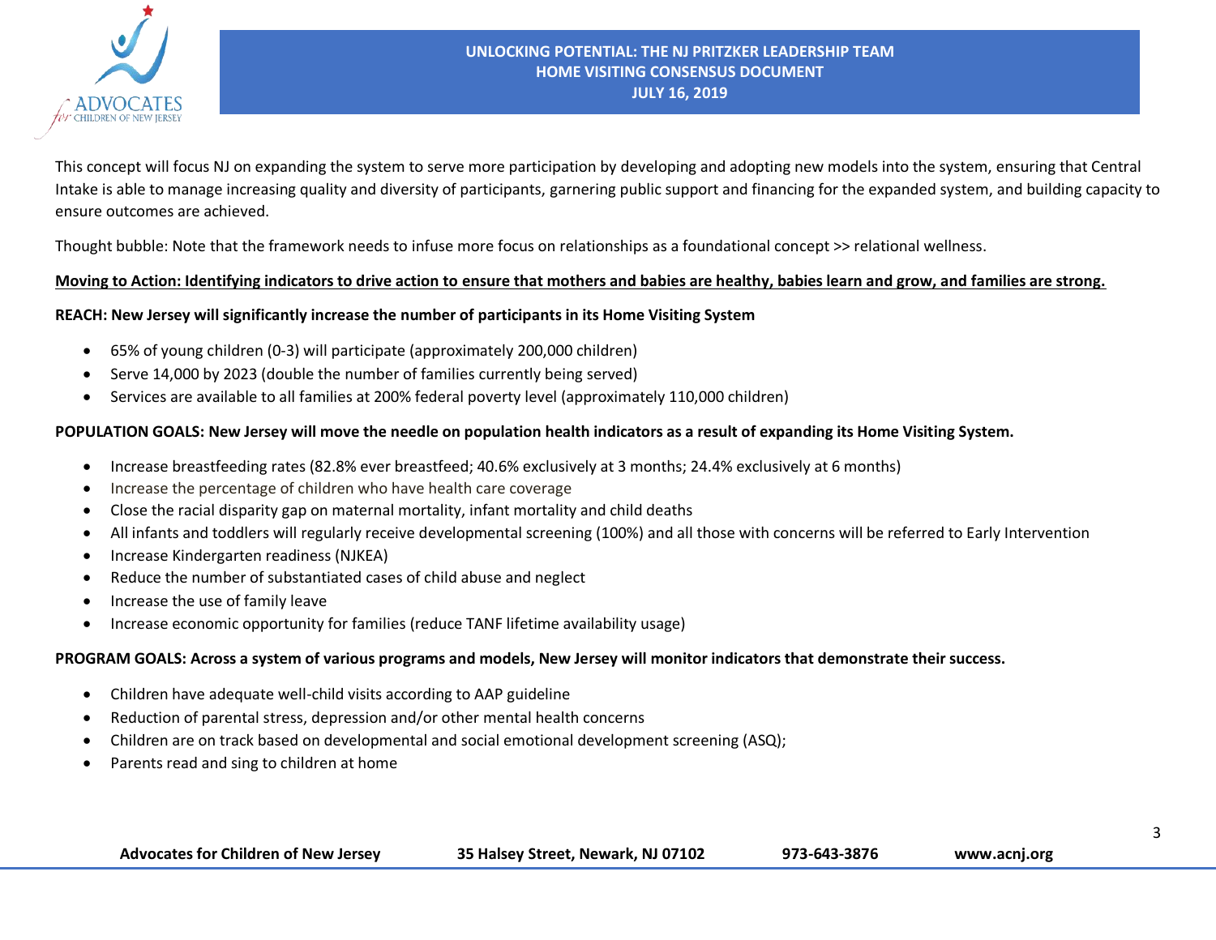This concept will focus NJ on expanding the system to serve more participation by developing and adopting new models into the system, ensuring that Central Intake is able to manage increasing quality and diversity of participants, garnering public support and financing for the expanded system, and building capacity to ensure outcomes are achieved.

Thought bubble: Note that the framework needs to infuse more focus on relationships as a foundational concept >> relational wellness.

**Moving to Action: Identifying indicators to drive action to ensure that mothers and babies are healthy, babies learn and grow, and families are strong.**

**REACH: New Jersey will significantly increase the number of participants in its Home Visiting System**

- 65% of young children (0-3) will participate (approximately 200,000 children)
- Serve 14,000 by 2023 (double the number of families currently being served)
- Services are available to all families at 200% federal poverty level (approximately 110,000 children)

**POPULATION GOALS: New Jersey will move the needle on population health indicators as a result of expanding its Home Visiting System.**

- Increase breastfeeding rates (82.8% ever breastfeed; 40.6% exclusively at 3 months; 24.4% exclusively at 6 months)
- Increase the percentage of children who have health care coverage
- Close the racial disparity gap on maternal mortality, infant mortality and child deaths
- All infants and toddlers will regularly receive developmental screening (100%) and all those with concerns will be referred to Early Intervention
- Increase Kindergarten readiness (NJKEA)
- Reduce the number of substantiated cases of child abuse and neglect
- Increase the use of family leave
- Increase economic opportunity for families (reduce TANF lifetime availability usage)

**PROGRAM GOALS: Across a system of various programs and models, New Jersey will monitor indicators that demonstrate their success.**

- Children have adequate well-child visits according to AAP guideline
- Reduction of parental stress, depression and/or other mental health concerns
- Children are on track based on developmental and social emotional development screening (ASQ);
- Parents read and sing to children at home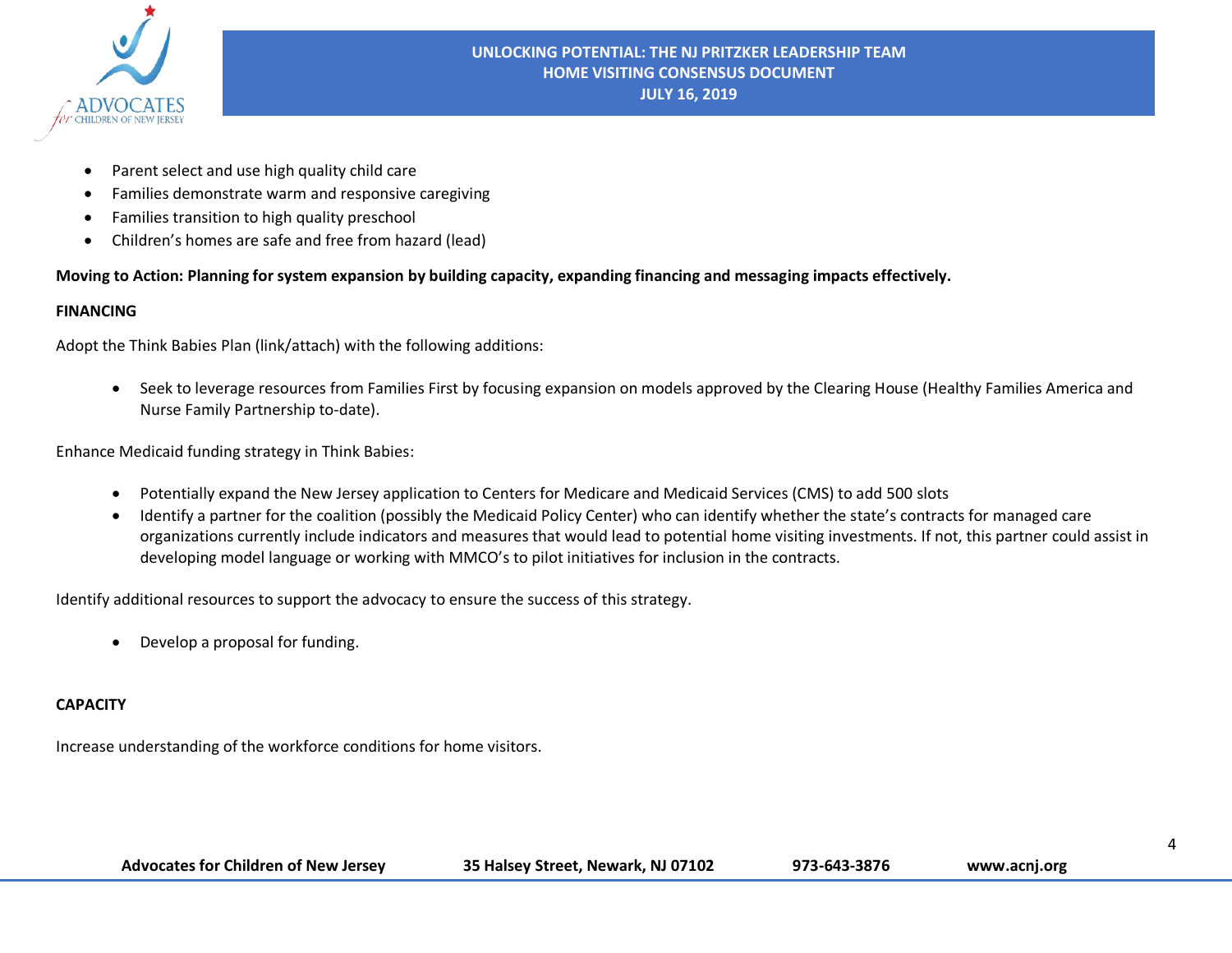- Parent select and use high quality child care
- Families demonstrate warm and responsive caregiving
- Families transition to high quality preschool
- Children's homes are safe and free from hazard (lead)

**Moving to Action: Planning for system expansion by building capacity, expanding financing and messaging impacts effectively.**

**FINANCING**

Adopt the Think Babies Plan (link/attach) with the following additions:

- Seek to leverage resources from Families First by focusing expansion on models approved by the Clearing House (Healthy Families America and Nurse Family Partnership to-date).

Enhance Medicaid funding strategy in Think Babies:

- Potentially expand the New Jersey application to Centers for Medicare and Medicaid Services (CMS) to add 500 slots
- Identify a partner for the coalition (possibly the Medicaid Policy Center) who can identify whether the state's contracts for managed care organizations currently include indicators and measures that would lead to potential home visiting investments. If not, this partner could assist in developing model language or working with MMCO's to pilot initiatives for inclusion in the contracts.

Identify additional resources to support the advocacy to ensure the success of this strategy.

- Develop a proposal for funding.

**CAPACITY**

Increase understanding of the workforce conditions for home visitors.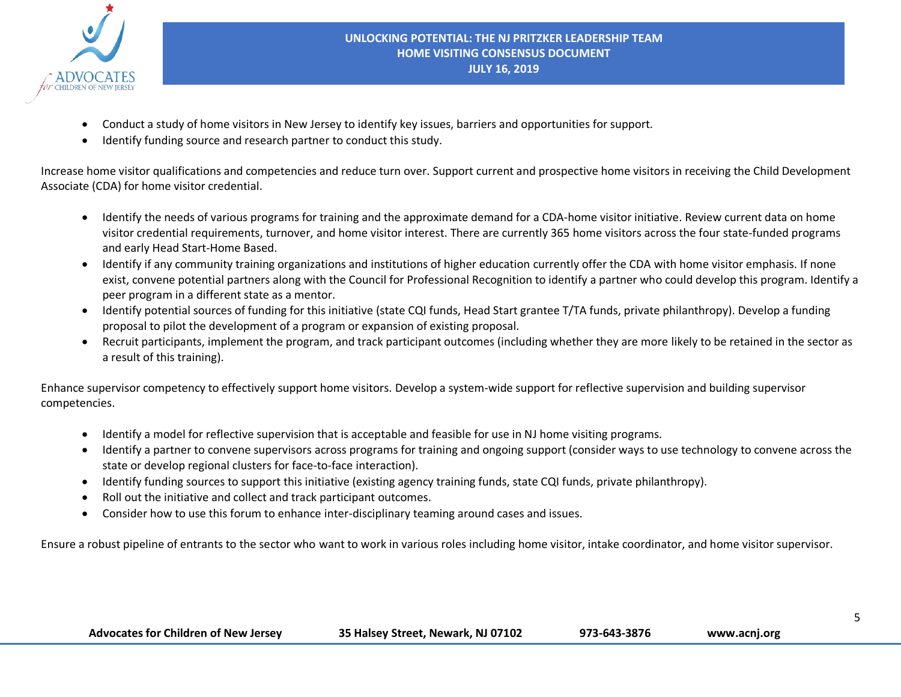- Conduct a study of home visitors in New Jersey to identify key issues, barriers and opportunities for support.
- Identify funding source and research partner to conduct this study.

Increase home visitor qualifications and competencies and reduce turn over. Support current and prospective home visitors in receiving the Child Development Associate (CDA) for home visitor credential.

- Identify the needs of various programs for training and the approximate demand for a CDA-home visitor initiative. Review current data on home visitor credential requirements, turnover, and home visitor interest. There are currently 365 home visitors across the four state-funded programs and early Head Start-Home Based.
- Identify if any community training organizations and institutions of higher education currently offer the CDA with home visitor emphasis. If none exist, convene potential partners along with the Council for Professional Recognition to identify a partner who could develop this program. Identify a peer program in a different state as a mentor.
- Identify potential sources of funding for this initiative (state CQI funds, Head Start grantee T/TA funds, private philanthropy). Develop a funding proposal to pilot the development of a program or expansion of existing proposal.
- Recruit participants, implement the program, and track participant outcomes (including whether they are more likely to be retained in the sector as a result of this training).

Enhance supervisor competency to effectively support home visitors. Develop a system-wide support for reflective supervision and building supervisor competencies.

- Identify a model for reflective supervision that is acceptable and feasible for use in NJ home visiting programs.
- Identify a partner to convene supervisors across programs for training and ongoing support (consider ways to use technology to convene across the state or develop regional clusters for face-to-face interaction).
- Identify funding sources to support this initiative (existing agency training funds, state CQI funds, private philanthropy).
- Roll out the initiative and collect and track participant outcomes.
- Consider how to use this forum to enhance inter-disciplinary teaming around cases and issues.

Ensure a robust pipeline of entrants to the sector who want to work in various roles including home visitor, intake coordinator, and home visitor supervisor.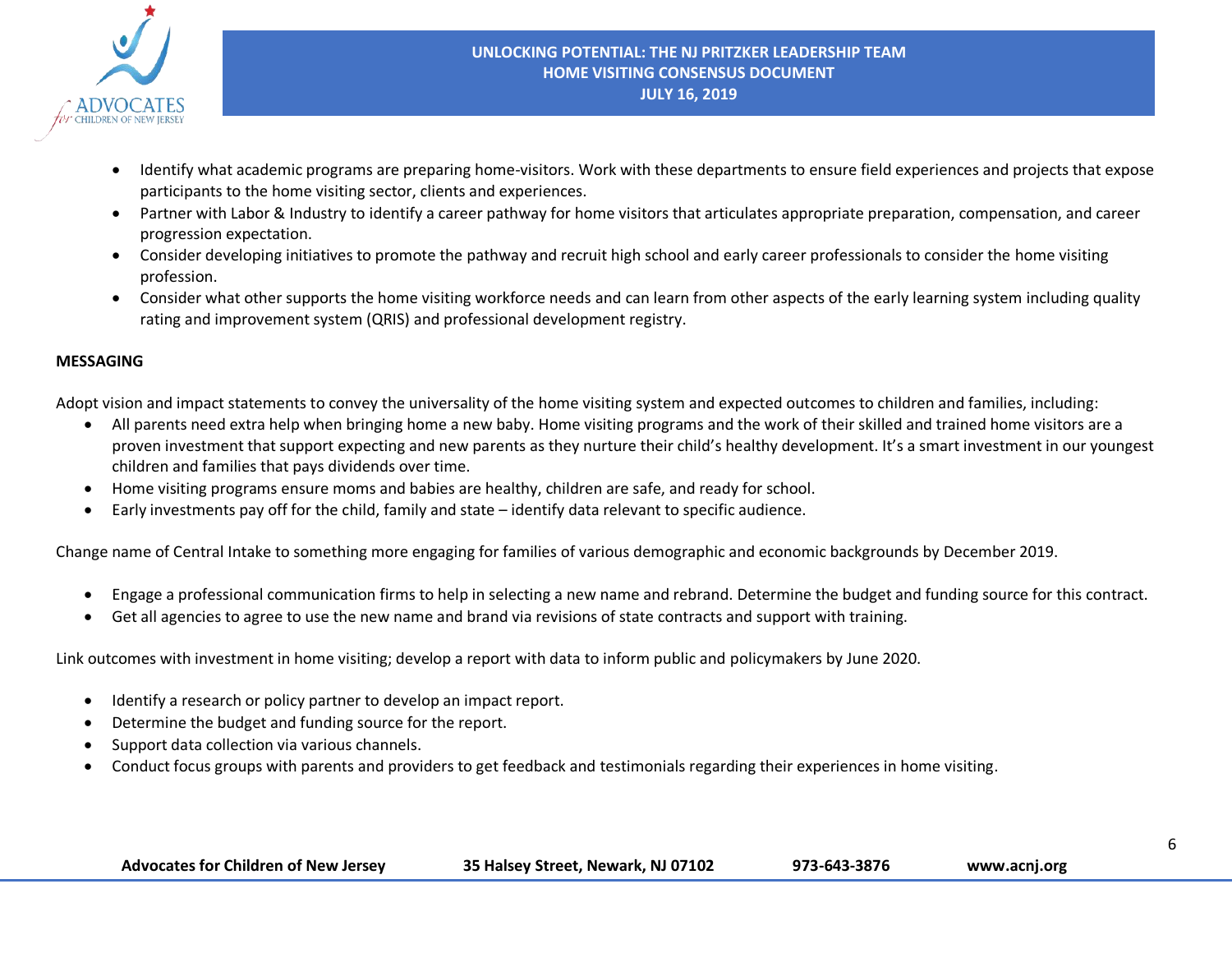- Identify what academic programs are preparing home-visitors. Work with these departments to ensure field experiences and projects that expose participants to the home visiting sector, clients and experiences.
- Partner with Labor & Industry to identify a career pathway for home visitors that articulates appropriate preparation, compensation, and career progression expectation.
- Consider developing initiatives to promote the pathway and recruit high school and early career professionals to consider the home visiting profession.
- Consider what other supports the home visiting workforce needs and can learn from other aspects of the early learning system including quality rating and improvement system (QRIS) and professional development registry.

**MESSAGING**

Adopt vision and impact statements to convey the universality of the home visiting system and expected outcomes to children and families, including:

- All parents need extra help when bringing home a new baby. Home visiting programs and the work of their skilled and trained home visitors are a proven investment that support expecting and new parents as they nurture their child's healthy development. It's a smart investment in our youngest children and families that pays dividends over time.
- Home visiting programs ensure moms and babies are healthy, children are safe, and ready for school.
- Early investments pay off for the child, family and state – identify data relevant to specific audience.

Change name of Central Intake to something more engaging for families of various demographic and economic backgrounds by December 2019.

- Engage a professional communication firms to help in selecting a new name and rebrand. Determine the budget and funding source for this contract.
- Get all agencies to agree to use the new name and brand via revisions of state contracts and support with training.

Link outcomes with investment in home visiting; develop a report with data to inform public and policymakers by June 2020.

- Identify a research or policy partner to develop an impact report.
- Determine the budget and funding source for the report.
- Support data collection via various channels.
- Conduct focus groups with parents and providers to get feedback and testimonials regarding their experiences in home visiting.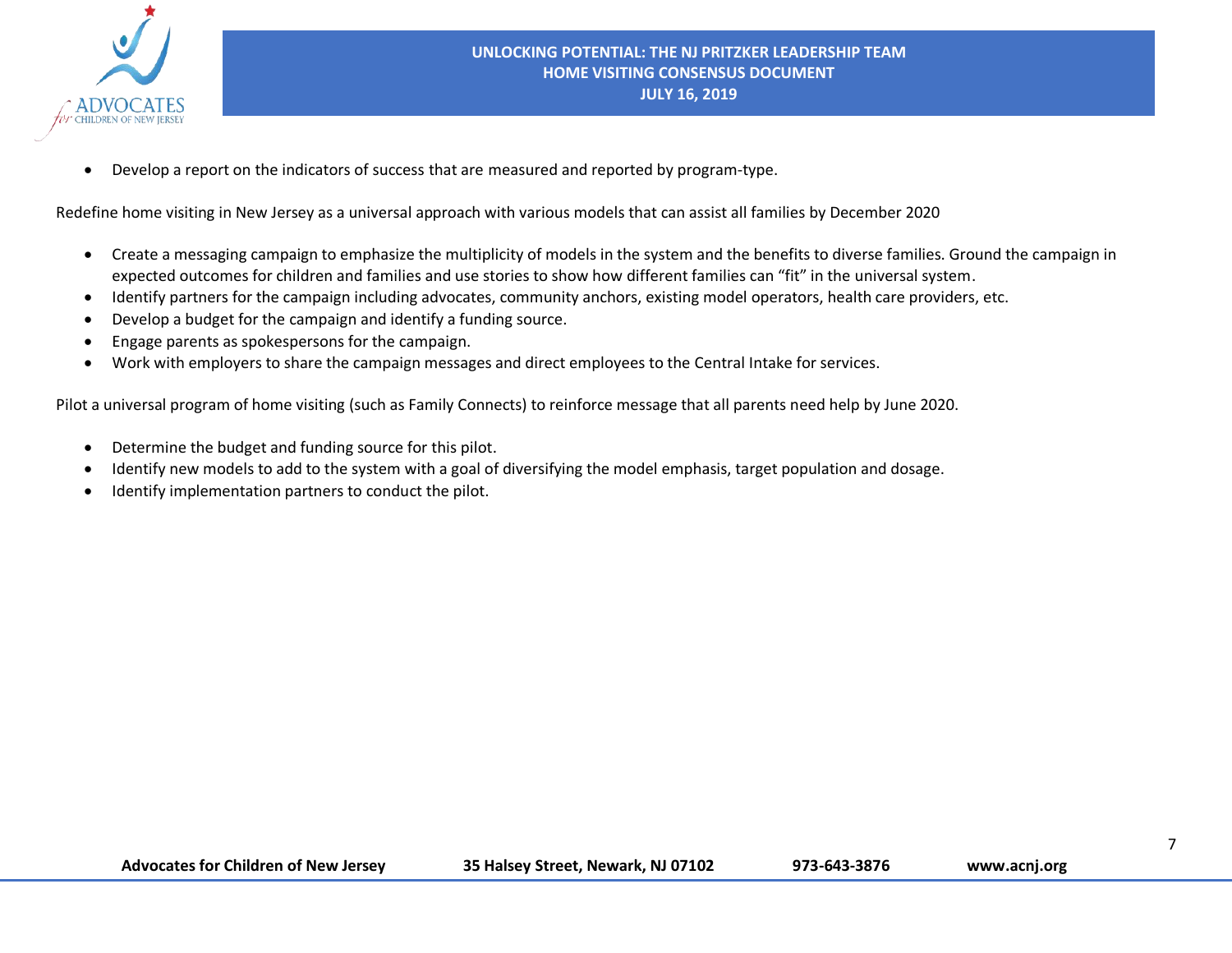- Develop a report on the indicators of success that are measured and reported by program-type.

Redefine home visiting in New Jersey as a universal approach with various models that can assist all families by December 2020

- Create a messaging campaign to emphasize the multiplicity of models in the system and the benefits to diverse families. Ground the campaign in expected outcomes for children and families and use stories to show how different families can “fit” in the universal system.
- Identify partners for the campaign including advocates, community anchors, existing model operators, health care providers, etc.
- Develop a budget for the campaign and identify a funding source.
- Engage parents as spokespersons for the campaign.
- Work with employers to share the campaign messages and direct employees to the Central Intake for services.

Pilot a universal program of home visiting (such as Family Connects) to reinforce message that all parents need help by June 2020.

- Determine the budget and funding source for this pilot.
- Identify new models to add to the system with a goal of diversifying the model emphasis, target population and dosage.
- Identify implementation partners to conduct the pilot.